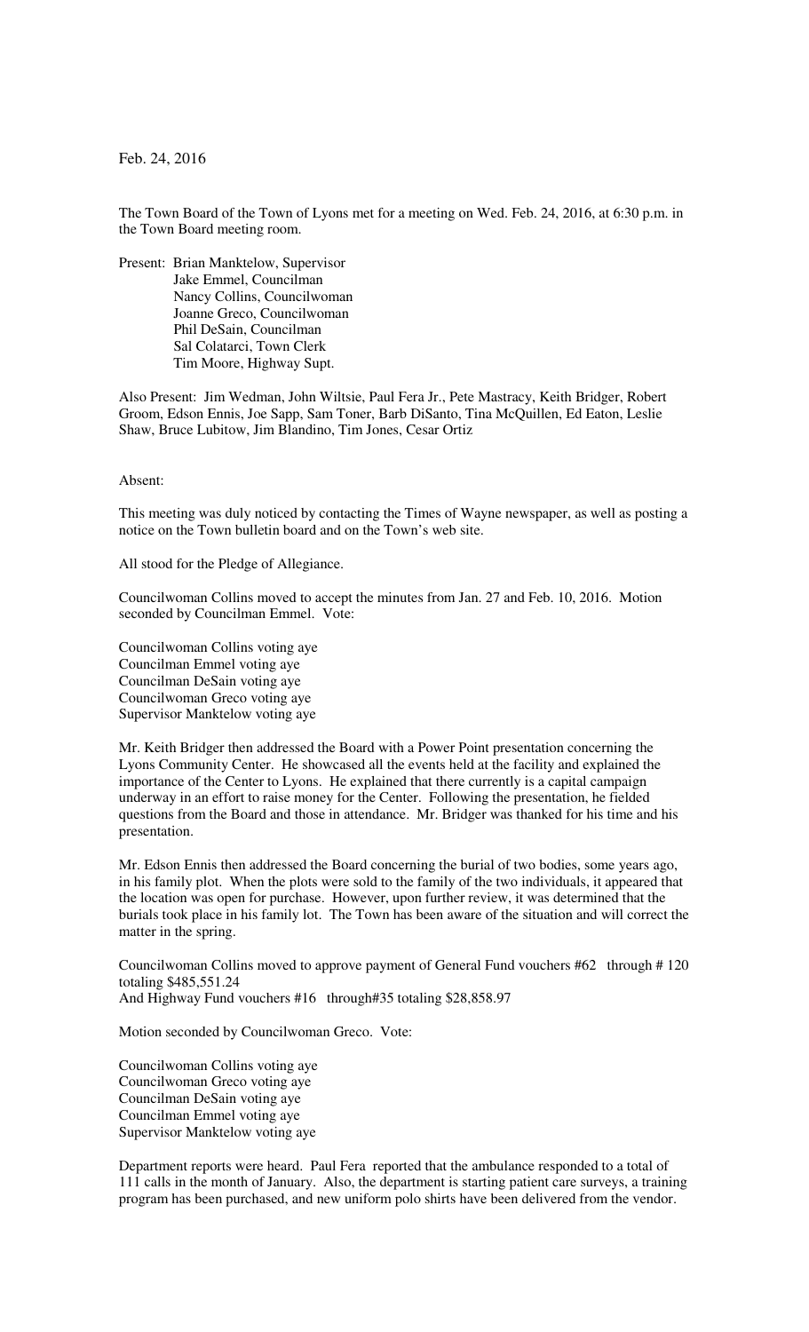Feb. 24, 2016

The Town Board of the Town of Lyons met for a meeting on Wed. Feb. 24, 2016, at 6:30 p.m. in the Town Board meeting room.

Present: Brian Manktelow, Supervisor
Jake Emmel, Councilman
Nancy Collins, Councilwoman
Joanne Greco, Councilwoman
Phil DeSain, Councilman
Sal Colatarci, Town Clerk
Tim Moore, Highway Supt.

Also Present: Jim Wedman, John Wiltsie, Paul Fera Jr., Pete Mastracy, Keith Bridger, Robert Groom, Edson Ennis, Joe Sapp, Sam Toner, Barb DiSanto, Tina McQuillen, Ed Eaton, Leslie Shaw, Bruce Lubitow, Jim Blandino, Tim Jones, Cesar Ortiz

Absent:

This meeting was duly noticed by contacting the Times of Wayne newspaper, as well as posting a notice on the Town bulletin board and on the Town's web site.

All stood for the Pledge of Allegiance.

Councilwoman Collins moved to accept the minutes from Jan. 27 and Feb. 10, 2016. Motion seconded by Councilman Emmel. Vote:

Councilwoman Collins voting aye
Councilman Emmel voting aye
Councilman DeSain voting aye
Councilwoman Greco voting aye
Supervisor Manktelow voting aye

Mr. Keith Bridger then addressed the Board with a Power Point presentation concerning the Lyons Community Center. He showcased all the events held at the facility and explained the importance of the Center to Lyons. He explained that there currently is a capital campaign underway in an effort to raise money for the Center. Following the presentation, he fielded questions from the Board and those in attendance. Mr. Bridger was thanked for his time and his presentation.

Mr. Edson Ennis then addressed the Board concerning the burial of two bodies, some years ago, in his family plot. When the plots were sold to the family of the two individuals, it appeared that the location was open for purchase. However, upon further review, it was determined that the burials took place in his family lot. The Town has been aware of the situation and will correct the matter in the spring.

Councilwoman Collins moved to approve payment of General Fund vouchers #62 through # 120 totaling $485,551.24
And Highway Fund vouchers #16 through#35 totaling $28,858.97

Motion seconded by Councilwoman Greco. Vote:

Councilwoman Collins voting aye
Councilwoman Greco voting aye
Councilman DeSain voting aye
Councilman Emmel voting aye
Supervisor Manktelow voting aye

Department reports were heard. Paul Fera reported that the ambulance responded to a total of 111 calls in the month of January. Also, the department is starting patient care surveys, a training program has been purchased, and new uniform polo shirts have been delivered from the vendor.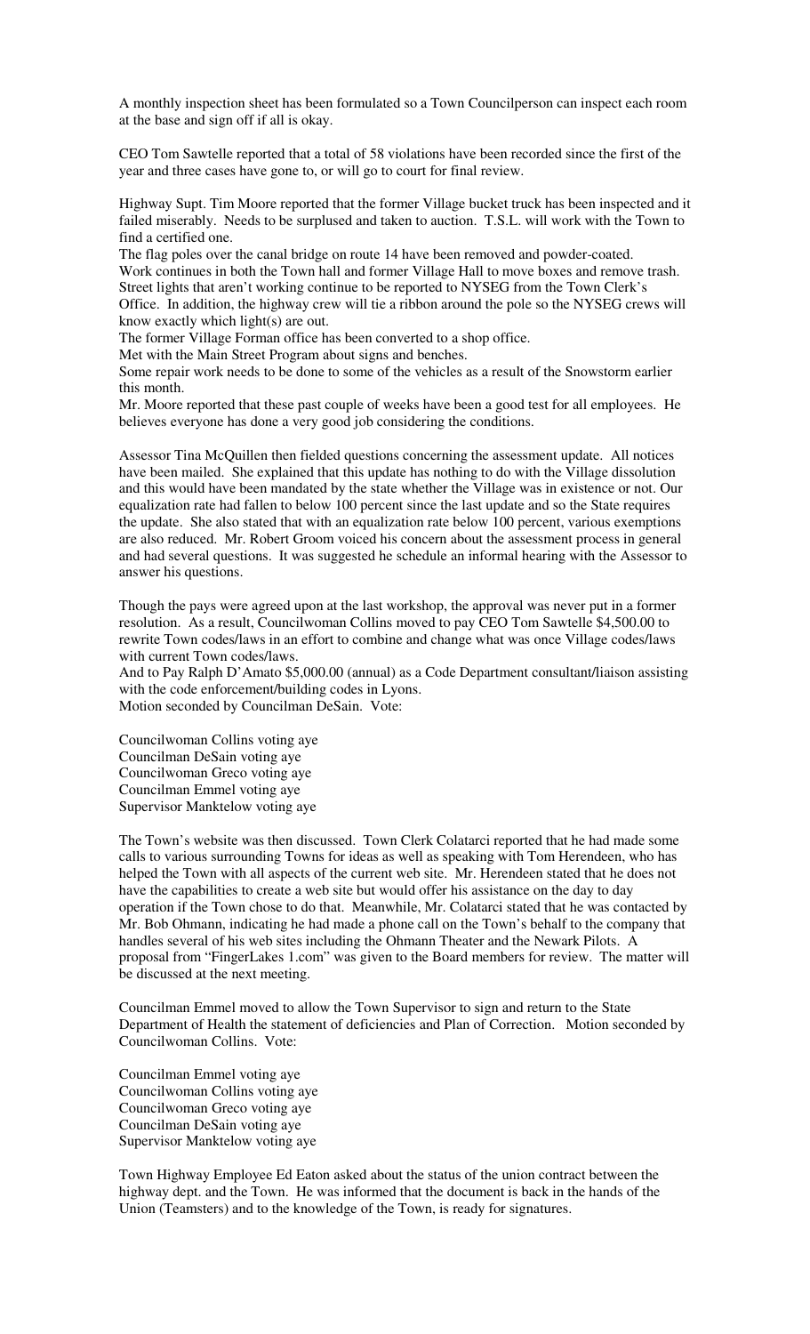A monthly inspection sheet has been formulated so a Town Councilperson can inspect each room at the base and sign off if all is okay.

CEO Tom Sawtelle reported that a total of 58 violations have been recorded since the first of the year and three cases have gone to, or will go to court for final review.

Highway Supt. Tim Moore reported that the former Village bucket truck has been inspected and it failed miserably. Needs to be surplused and taken to auction. T.S.L. will work with the Town to find a certified one.
The flag poles over the canal bridge on route 14 have been removed and powder-coated.
Work continues in both the Town hall and former Village Hall to move boxes and remove trash.
Street lights that aren't working continue to be reported to NYSEG from the Town Clerk's Office. In addition, the highway crew will tie a ribbon around the pole so the NYSEG crews will know exactly which light(s) are out.
The former Village Forman office has been converted to a shop office.
Met with the Main Street Program about signs and benches.
Some repair work needs to be done to some of the vehicles as a result of the Snowstorm earlier this month.
Mr. Moore reported that these past couple of weeks have been a good test for all employees. He believes everyone has done a very good job considering the conditions.

Assessor Tina McQuillen then fielded questions concerning the assessment update. All notices have been mailed. She explained that this update has nothing to do with the Village dissolution and this would have been mandated by the state whether the Village was in existence or not. Our equalization rate had fallen to below 100 percent since the last update and so the State requires the update. She also stated that with an equalization rate below 100 percent, various exemptions are also reduced. Mr. Robert Groom voiced his concern about the assessment process in general and had several questions. It was suggested he schedule an informal hearing with the Assessor to answer his questions.

Though the pays were agreed upon at the last workshop, the approval was never put in a former resolution. As a result, Councilwoman Collins moved to pay CEO Tom Sawtelle $4,500.00 to rewrite Town codes/laws in an effort to combine and change what was once Village codes/laws with current Town codes/laws.
And to Pay Ralph D'Amato $5,000.00 (annual) as a Code Department consultant/liaison assisting with the code enforcement/building codes in Lyons.
Motion seconded by Councilman DeSain. Vote:

Councilwoman Collins voting aye
Councilman DeSain voting aye
Councilwoman Greco voting aye
Councilman Emmel voting aye
Supervisor Manktelow voting aye

The Town's website was then discussed. Town Clerk Colatarci reported that he had made some calls to various surrounding Towns for ideas as well as speaking with Tom Herendeen, who has helped the Town with all aspects of the current web site. Mr. Herendeen stated that he does not have the capabilities to create a web site but would offer his assistance on the day to day operation if the Town chose to do that. Meanwhile, Mr. Colatarci stated that he was contacted by Mr. Bob Ohmann, indicating he had made a phone call on the Town's behalf to the company that handles several of his web sites including the Ohmann Theater and the Newark Pilots. A proposal from "FingerLakes 1.com" was given to the Board members for review. The matter will be discussed at the next meeting.

Councilman Emmel moved to allow the Town Supervisor to sign and return to the State Department of Health the statement of deficiencies and Plan of Correction. Motion seconded by Councilwoman Collins. Vote:

Councilman Emmel voting aye
Councilwoman Collins voting aye
Councilwoman Greco voting aye
Councilman DeSain voting aye
Supervisor Manktelow voting aye

Town Highway Employee Ed Eaton asked about the status of the union contract between the highway dept. and the Town. He was informed that the document is back in the hands of the Union (Teamsters) and to the knowledge of the Town, is ready for signatures.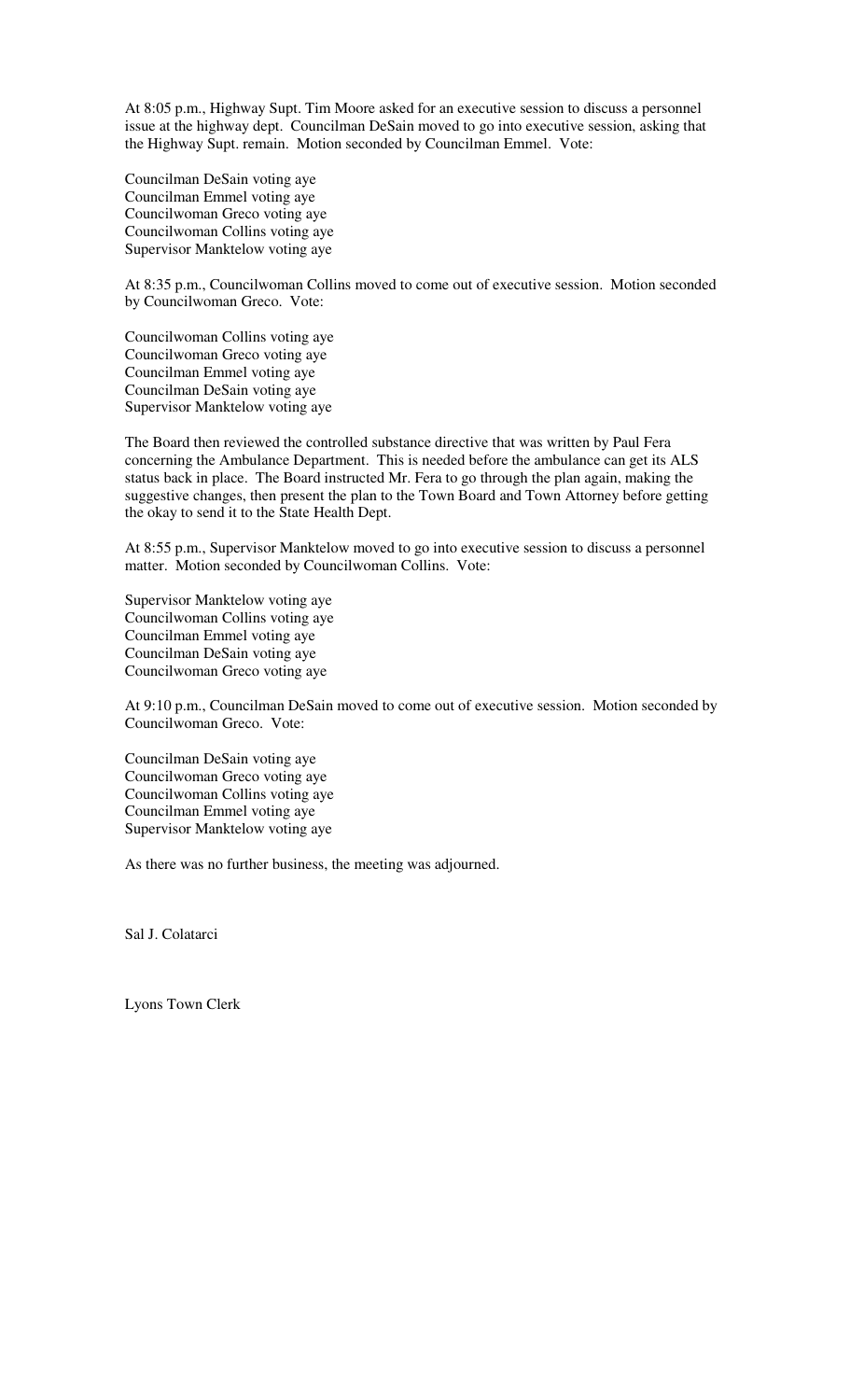At 8:05 p.m., Highway Supt. Tim Moore asked for an executive session to discuss a personnel issue at the highway dept. Councilman DeSain moved to go into executive session, asking that the Highway Supt. remain. Motion seconded by Councilman Emmel. Vote:

Councilman DeSain voting aye
Councilman Emmel voting aye
Councilwoman Greco voting aye
Councilwoman Collins voting aye
Supervisor Manktelow voting aye

At 8:35 p.m., Councilwoman Collins moved to come out of executive session. Motion seconded by Councilwoman Greco. Vote:

Councilwoman Collins voting aye
Councilwoman Greco voting aye
Councilman Emmel voting aye
Councilman DeSain voting aye
Supervisor Manktelow voting aye

The Board then reviewed the controlled substance directive that was written by Paul Fera concerning the Ambulance Department. This is needed before the ambulance can get its ALS status back in place. The Board instructed Mr. Fera to go through the plan again, making the suggestive changes, then present the plan to the Town Board and Town Attorney before getting the okay to send it to the State Health Dept.

At 8:55 p.m., Supervisor Manktelow moved to go into executive session to discuss a personnel matter. Motion seconded by Councilwoman Collins. Vote:

Supervisor Manktelow voting aye
Councilwoman Collins voting aye
Councilman Emmel voting aye
Councilman DeSain voting aye
Councilwoman Greco voting aye

At 9:10 p.m., Councilman DeSain moved to come out of executive session. Motion seconded by Councilwoman Greco. Vote:

Councilman DeSain voting aye
Councilwoman Greco voting aye
Councilwoman Collins voting aye
Councilman Emmel voting aye
Supervisor Manktelow voting aye

As there was no further business, the meeting was adjourned.

Sal J. Colatarci

Lyons Town Clerk